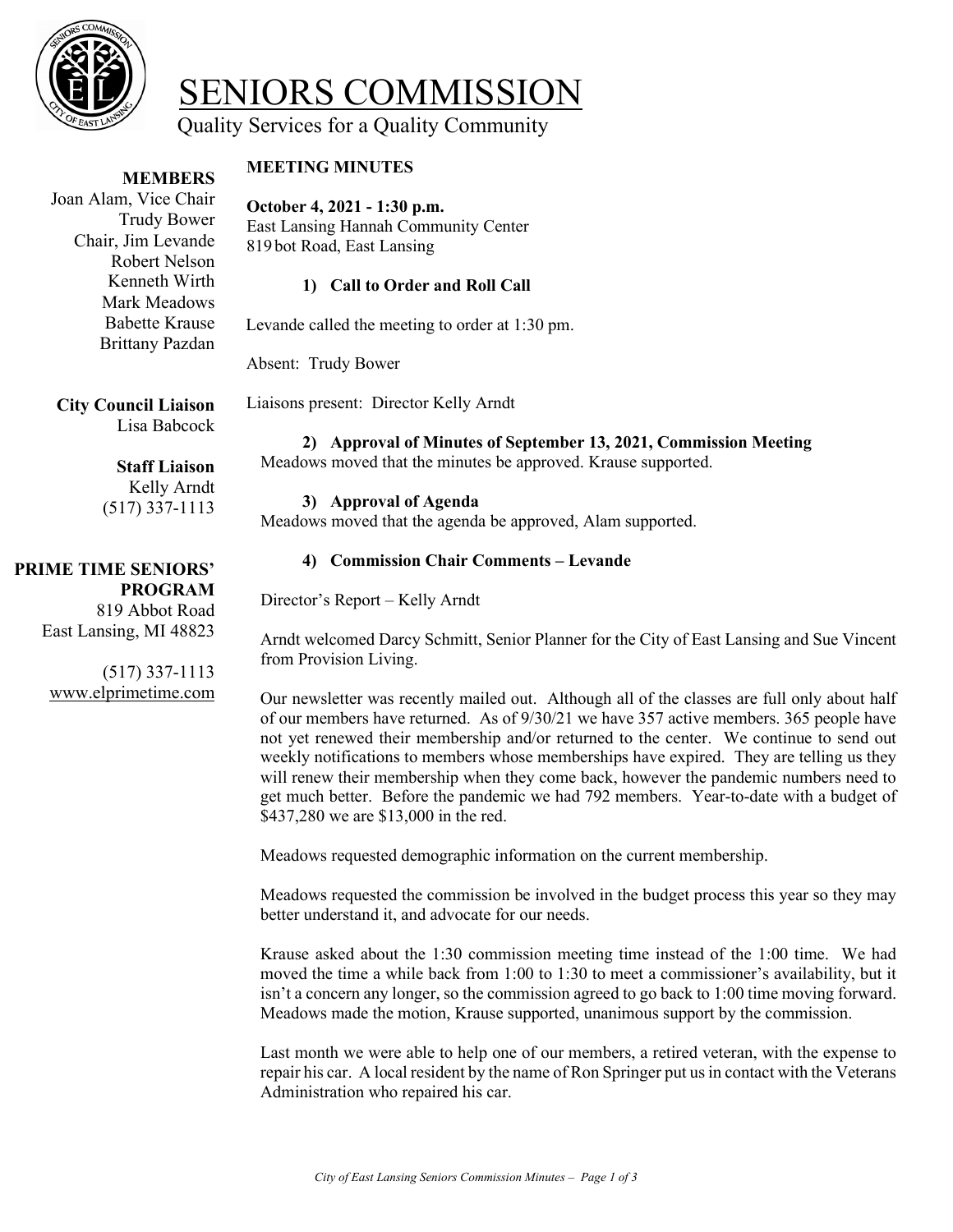# SENIORS COMMISSION

Quality Services for a Quality Community

**MEMBERS**

Joan Alam, Vice Chair
Trudy Bower
Chair, Jim Levande
Robert Nelson
Kenneth Wirth
Mark Meadows
Babette Krause
Brittany Pazdan

**City Council Liaison**
Lisa Babcock

**Staff Liaison**
Kelly Arndt
(517) 337-1113

**PRIME TIME SENIORS' PROGRAM**
819 Abbot Road
East Lansing, MI 48823

(517) 337-1113
www.elprimetime.com

**MEETING MINUTES**

**October 4, 2021 - 1:30 p.m.**
East Lansing Hannah Community Center
819 bot Road, East Lansing

**1) Call to Order and Roll Call**

Levande called the meeting to order at 1:30 pm.

Absent: Trudy Bower

Liaisons present: Director Kelly Arndt

**2) Approval of Minutes of September 13, 2021, Commission Meeting**

Meadows moved that the minutes be approved. Krause supported.

**3) Approval of Agenda**

Meadows moved that the agenda be approved, Alam supported.

**4) Commission Chair Comments – Levande**

Director's Report – Kelly Arndt

Arndt welcomed Darcy Schmitt, Senior Planner for the City of East Lansing and Sue Vincent from Provision Living.

Our newsletter was recently mailed out. Although all of the classes are full only about half of our members have returned. As of 9/30/21 we have 357 active members. 365 people have not yet renewed their membership and/or returned to the center. We continue to send out weekly notifications to members whose memberships have expired. They are telling us they will renew their membership when they come back, however the pandemic numbers need to get much better. Before the pandemic we had 792 members. Year-to-date with a budget of $437,280 we are $13,000 in the red.

Meadows requested demographic information on the current membership.

Meadows requested the commission be involved in the budget process this year so they may better understand it, and advocate for our needs.

Krause asked about the 1:30 commission meeting time instead of the 1:00 time. We had moved the time a while back from 1:00 to 1:30 to meet a commissioner's availability, but it isn't a concern any longer, so the commission agreed to go back to 1:00 time moving forward. Meadows made the motion, Krause supported, unanimous support by the commission.

Last month we were able to help one of our members, a retired veteran, with the expense to repair his car. A local resident by the name of Ron Springer put us in contact with the Veterans Administration who repaired his car.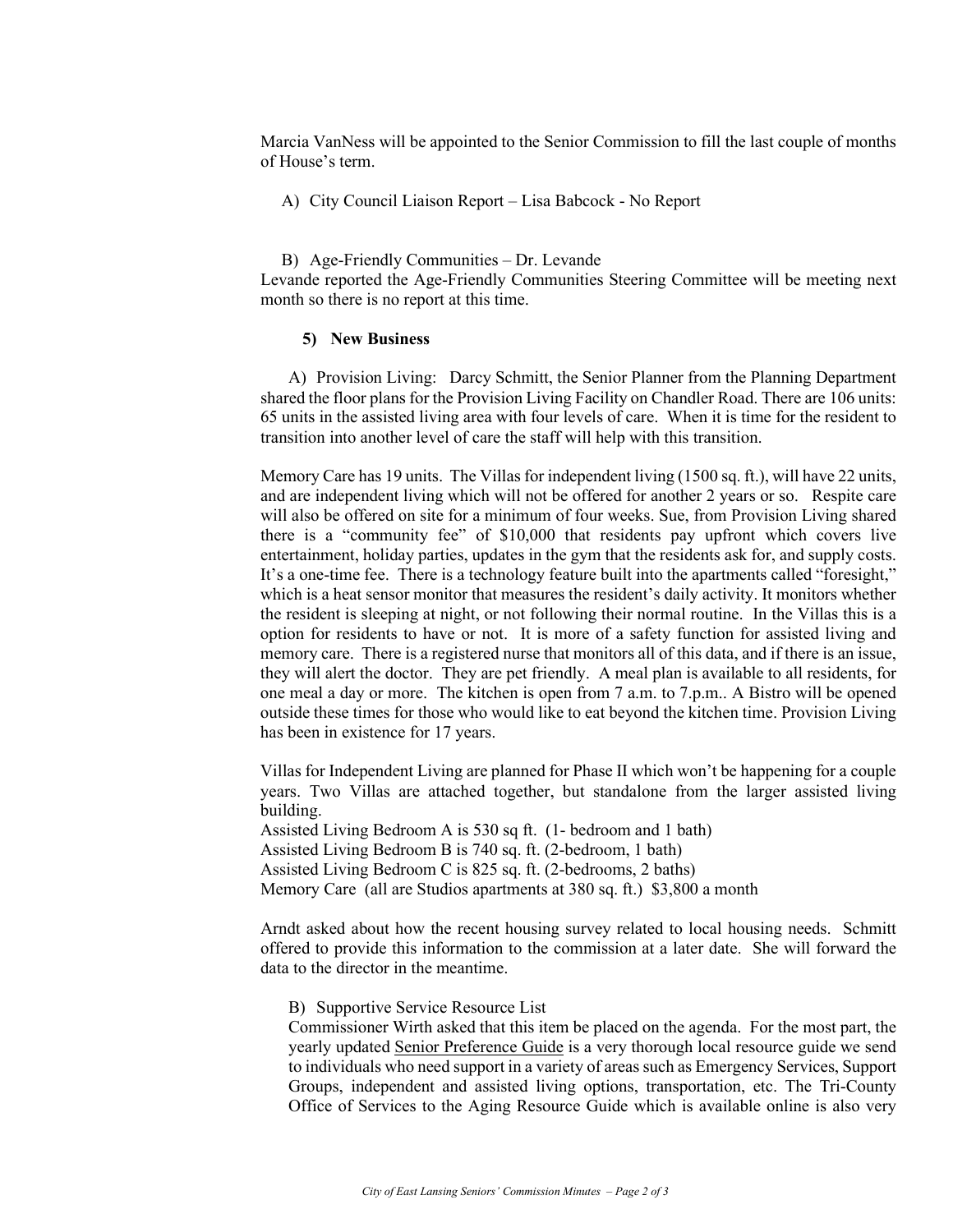Marcia VanNess will be appointed to the Senior Commission to fill the last couple of months of House's term.

A) City Council Liaison Report – Lisa Babcock - No Report

B) Age-Friendly Communities – Dr. Levande

Levande reported the Age-Friendly Communities Steering Committee will be meeting next month so there is no report at this time.

**5) New Business**

A) Provision Living: Darcy Schmitt, the Senior Planner from the Planning Department shared the floor plans for the Provision Living Facility on Chandler Road. There are 106 units: 65 units in the assisted living area with four levels of care. When it is time for the resident to transition into another level of care the staff will help with this transition.

Memory Care has 19 units. The Villas for independent living (1500 sq. ft.), will have 22 units, and are independent living which will not be offered for another 2 years or so. Respite care will also be offered on site for a minimum of four weeks. Sue, from Provision Living shared there is a "community fee" of $10,000 that residents pay upfront which covers live entertainment, holiday parties, updates in the gym that the residents ask for, and supply costs. It's a one-time fee. There is a technology feature built into the apartments called "foresight," which is a heat sensor monitor that measures the resident's daily activity. It monitors whether the resident is sleeping at night, or not following their normal routine. In the Villas this is a option for residents to have or not. It is more of a safety function for assisted living and memory care. There is a registered nurse that monitors all of this data, and if there is an issue, they will alert the doctor. They are pet friendly. A meal plan is available to all residents, for one meal a day or more. The kitchen is open from 7 a.m. to 7.p.m.. A Bistro will be opened outside these times for those who would like to eat beyond the kitchen time. Provision Living has been in existence for 17 years.

Villas for Independent Living are planned for Phase II which won't be happening for a couple years. Two Villas are attached together, but standalone from the larger assisted living building.
Assisted Living Bedroom A is 530 sq ft. (1- bedroom and 1 bath)
Assisted Living Bedroom B is 740 sq. ft. (2-bedroom, 1 bath)
Assisted Living Bedroom C is 825 sq. ft. (2-bedrooms, 2 baths)
Memory Care (all are Studios apartments at 380 sq. ft.) $3,800 a month

Arndt asked about how the recent housing survey related to local housing needs. Schmitt offered to provide this information to the commission at a later date. She will forward the data to the director in the meantime.

B) Supportive Service Resource List

Commissioner Wirth asked that this item be placed on the agenda. For the most part, the yearly updated Senior Preference Guide is a very thorough local resource guide we send to individuals who need support in a variety of areas such as Emergency Services, Support Groups, independent and assisted living options, transportation, etc. The Tri-County Office of Services to the Aging Resource Guide which is available online is also very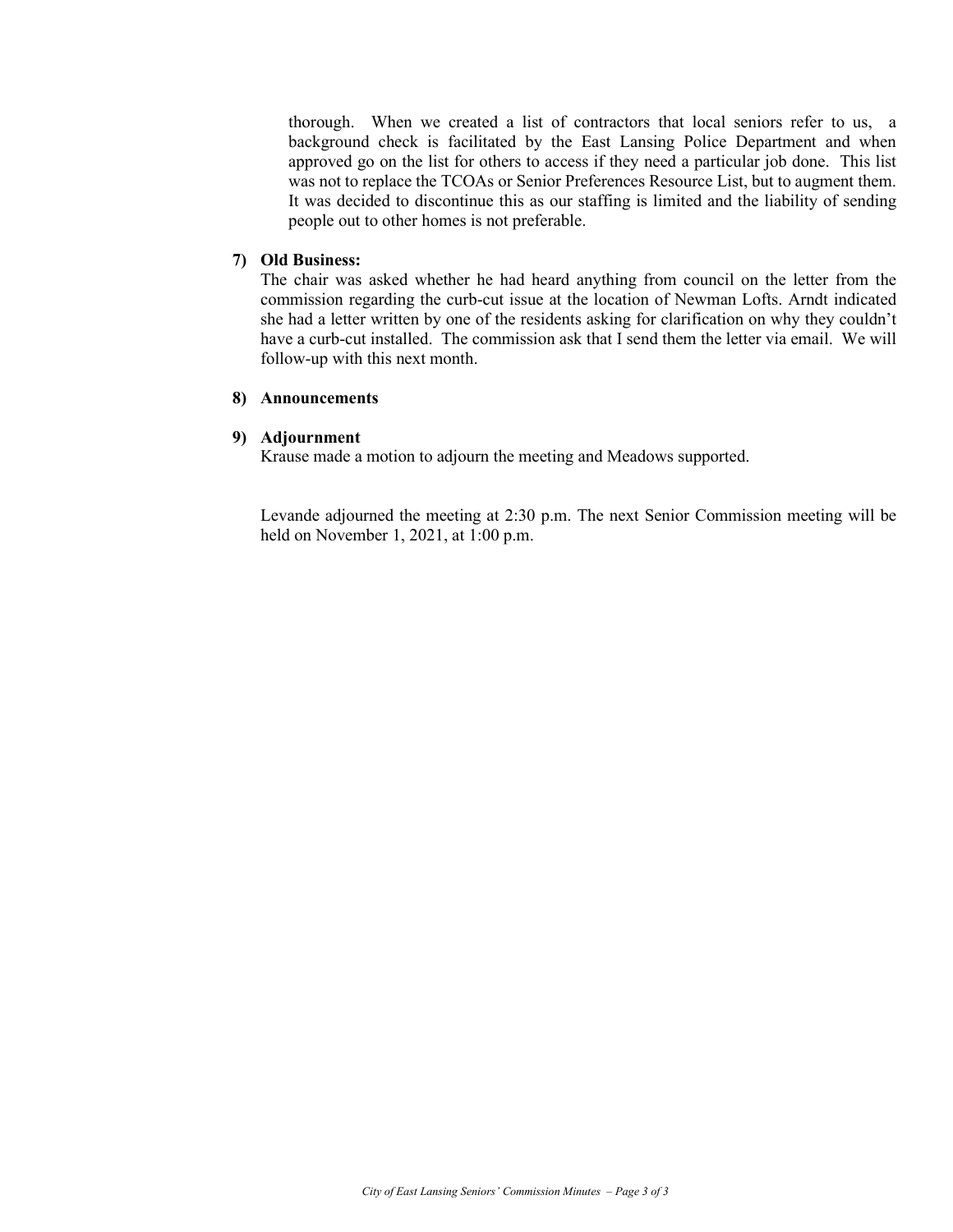thorough. When we created a list of contractors that local seniors refer to us, a background check is facilitated by the East Lansing Police Department and when approved go on the list for others to access if they need a particular job done. This list was not to replace the TCOAs or Senior Preferences Resource List, but to augment them. It was decided to discontinue this as our staffing is limited and the liability of sending people out to other homes is not preferable.

**7) Old Business:**

The chair was asked whether he had heard anything from council on the letter from the commission regarding the curb-cut issue at the location of Newman Lofts. Arndt indicated she had a letter written by one of the residents asking for clarification on why they couldn't have a curb-cut installed. The commission ask that I send them the letter via email. We will follow-up with this next month.

**8) Announcements**

**9) Adjournment**

Krause made a motion to adjourn the meeting and Meadows supported.

Levande adjourned the meeting at 2:30 p.m. The next Senior Commission meeting will be held on November 1, 2021, at 1:00 p.m.